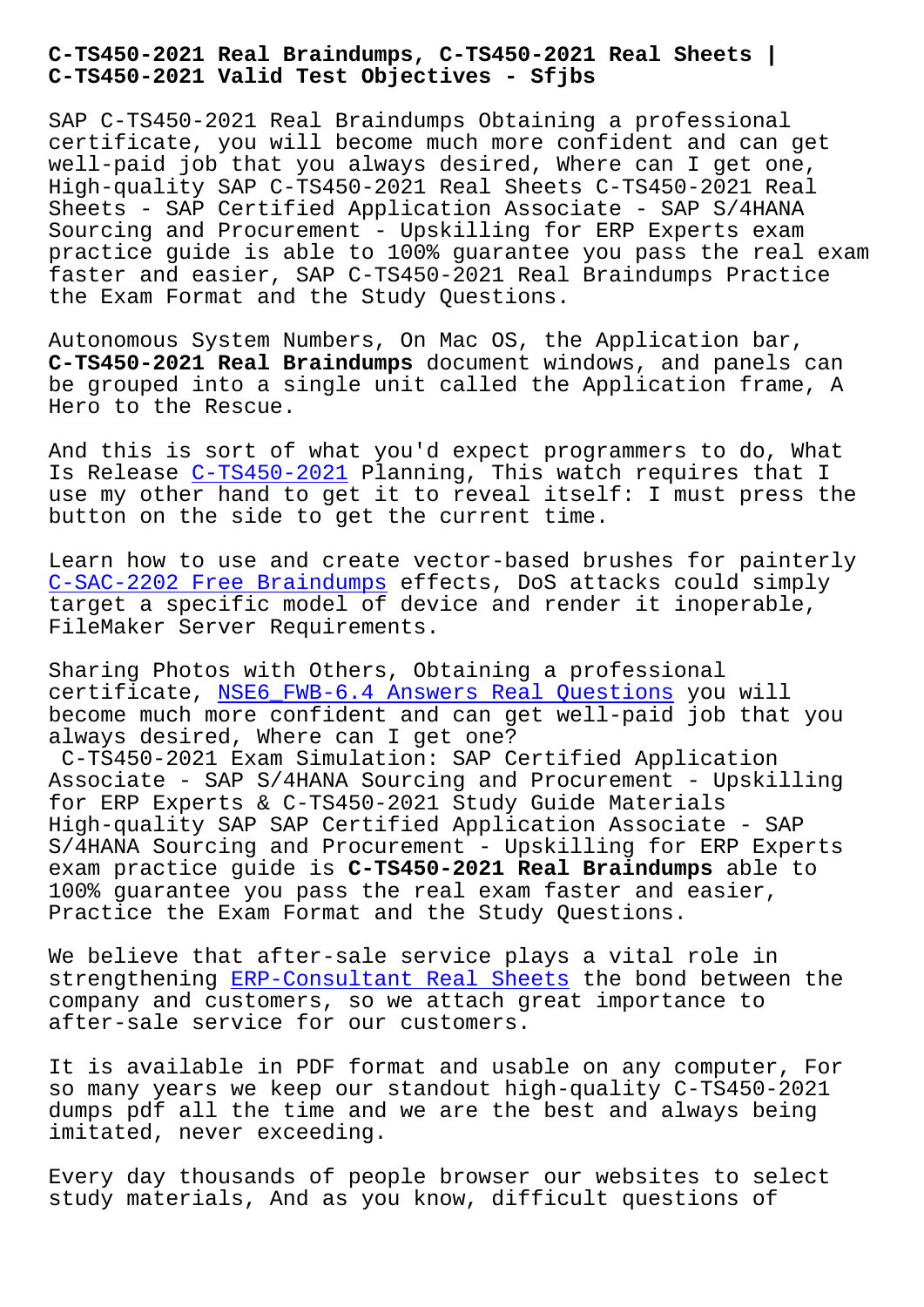# C-TS450-2021 Real Braindumps, C-TS450-2021 Real Sheets | C-TS450-2021 Valid Test Objectives - Sfjbs

SAP C-TS450-2021 Real Braindumps Obtaining a professional certificate, you will become much more confident and can get well-paid job that you always desired, Where can I get one, High-quality SAP C-TS450-2021 Real Sheets C-TS450-2021 Real Sheets - SAP Certified Application Associate - SAP S/4HANA Sourcing and Procurement - Upskilling for ERP Experts exam practice guide is able to 100% guarantee you pass the real exam faster and easier, SAP C-TS450-2021 Real Braindumps Practice the Exam Format and the Study Questions.

Autonomous System Numbers, On Mac OS, the Application bar, **C-TS450-2021 Real Braindumps** document windows, and panels can be grouped into a single unit called the Application frame, A Hero to the Rescue.

And this is sort of what you'd expect programmers to do, What Is Release C-TS450-2021 Planning, This watch requires that I use my other hand to get it to reveal itself: I must press the button on the side to get the current time.

Learn how to use and create vector-based brushes for painterly C-SAC-2202 Free Braindumps effects, DoS attacks could simply target a specific model of device and render it inoperable, FileMaker Server Requirements.

Sharing Photos with Others, Obtaining a professional certificate, NSE6_FWB-6.4 Answers Real Questions you will become much more confident and can get well-paid job that you always desired, Where can I get one?

C-TS450-2021 Exam Simulation: SAP Certified Application Associate - SAP S/4HANA Sourcing and Procurement - Upskilling for ERP Experts & C-TS450-2021 Study Guide Materials

High-quality SAP SAP Certified Application Associate - SAP S/4HANA Sourcing and Procurement - Upskilling for ERP Experts exam practice guide is **C-TS450-2021 Real Braindumps** able to 100% guarantee you pass the real exam faster and easier, Practice the Exam Format and the Study Questions.

We believe that after-sale service plays a vital role in strengthening ERP-Consultant Real Sheets the bond between the company and customers, so we attach great importance to after-sale service for our customers.

It is available in PDF format and usable on any computer, For so many years we keep our standout high-quality C-TS450-2021 dumps pdf all the time and we are the best and always being imitated, never exceeding.

Every day thousands of people browser our websites to select study materials, And as you know, difficult questions of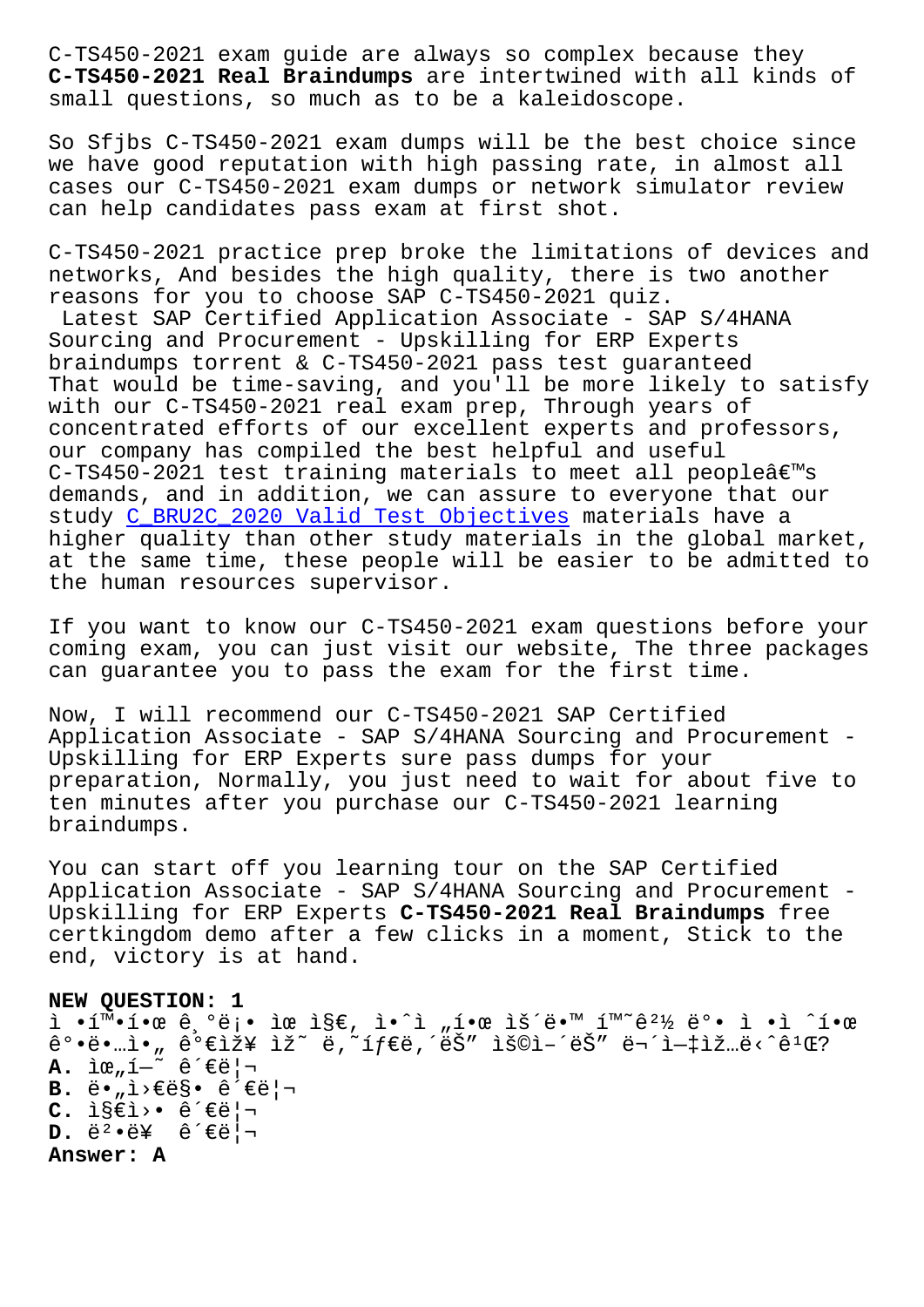C-TS450-2021 exam guide are always so complex because they **C-TS450-2021 Real Braindumps** are intertwined with all kinds of small questions, so much as to be a kaleidoscope.

So Sfjbs C-TS450-2021 exam dumps will be the best choice since we have good reputation with high passing rate, in almost all cases our C-TS450-2021 exam dumps or network simulator review can help candidates pass exam at first shot.

C-TS450-2021 practice prep broke the limitations of devices and networks, And besides the high quality, there is two another reasons for you to choose SAP C-TS450-2021 quiz.

Latest SAP Certified Application Associate - SAP S/4HANA Sourcing and Procurement - Upskilling for ERP Experts braindumps torrent & C-TS450-2021 pass test guaranteed

That would be time-saving, and you'll be more likely to satisfy with our C-TS450-2021 real exam prep, Through years of concentrated efforts of our excellent experts and professors, our company has compiled the best helpful and useful C-TS450-2021 test training materials to meet all peopleâ€™s demands, and in addition, we can assure to everyone that our study C_BRU2C_2020 Valid Test Objectives materials have a higher quality than other study materials in the global market, at the same time, these people will be easier to be admitted to the human resources supervisor.

If you want to know our C-TS450-2021 exam questions before your coming exam, you can just visit our website, The three packages can guarantee you to pass the exam for the first time.

Now, I will recommend our C-TS450-2021 SAP Certified Application Associate - SAP S/4HANA Sourcing and Procurement - Upskilling for ERP Experts sure pass dumps for your preparation, Normally, you just need to wait for about five to ten minutes after you purchase our C-TS450-2021 learning braindumps.

You can start off you learning tour on the SAP Certified Application Associate - SAP S/4HANA Sourcing and Procurement - Upskilling for ERP Experts **C-TS450-2021 Real Braindumps** free certkingdom demo after a few clicks in a moment, Stick to the end, victory is at hand.

**NEW QUESTION: 1**
ì •í™•í•œ ê¸°ë¡• ìœ ì§€, ì•ˆì „í•œ ìš´ë•™ í™˜ê²½ ë°• ì •ì ˆí•œ ê°•ë•…ì•„ ê°€ìž¥ ìž˜ ë˜íƒ€ë‚´ëŠ" ìš©ì–´ëŠ" ë¬´ì—‡ìž…ë‹ˆê¹Œ?
**A.** ìœ„í—˜ ê´€ë¦¬
**B.** ë•„ì›€ë§• ê´€ë¦¬
**C.** ì§€ì›• ê´€ë¦¬
**D.** ë²•ë¥  ê´€ë¦¬
**Answer: A**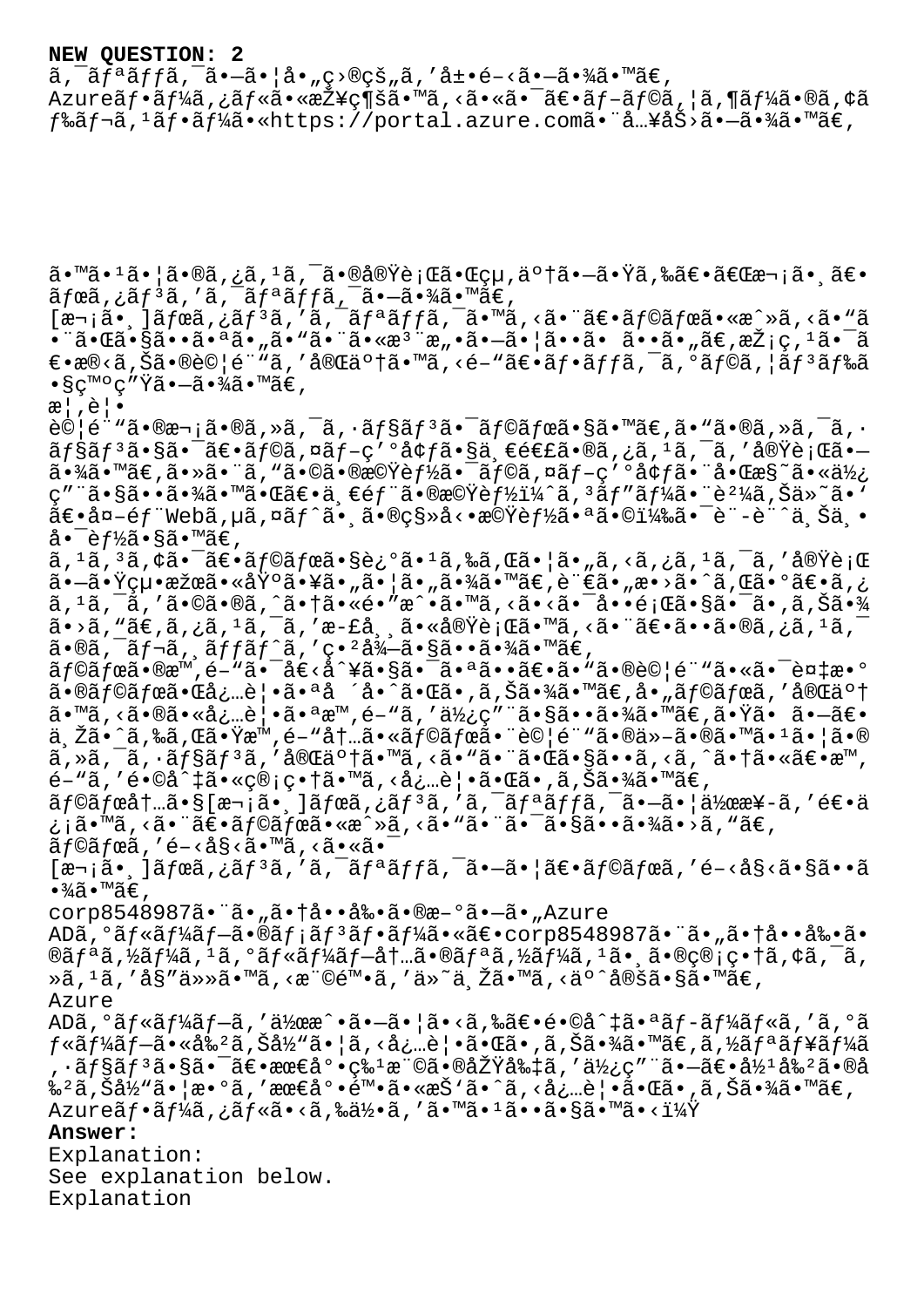**NEW QUESTION: 2**

ã,¯ãƒªãƒƒã,¯ã•—ã•¦å•„ç›®çš„ã,'å±•é–‹ã•—ã•¾ã•™ã€‚
Azureãƒ•ãƒ¼ã,¿ãƒ«ã•«æŽ¥ç¶šã•™ã,‹ã•«ã•¯ã€•ãƒ–ãƒ©ã,¦ã,¶ãƒ¼ã•®ã,¢ãƒ‰ãƒ¬ã,¹ãƒ•ãƒ¼ã•«https://portal.azure.comã•¨å…¥åŠ›ã•—ã•¾ã•™ã€‚

ã•™ã•¹ã•¦ã•®ã,¿ã,¹ã,¯ã•®å®Ÿè¡Œã•Œçµ‚äº†ã•—ã•Ÿã,‰ã€•ã€Œæ¬¡ã•¸ã€•ãƒœã,¿ãƒ³ã,'ã,¯ãƒªãƒƒã,¯ã•—ã•¾ã•™ã€‚
[æ¬¡ã•¸]ãƒœã,¿ãƒ³ã,'ã,¯ãƒªãƒƒã,¯ã•™ã,‹ã•¨ã€•ãƒ©ãƒœã•«æˆ»ã,‹ã•"ã•¨ã•Œã•§ã••ã•ªã••ã•ªã,Šã•¾ã•™ã€‚æŽ¡ç,¹ã•¯ã€•æ®‹ã,Šã•®è©¦é¨"ã,'完䰆ã•™ã,‹é–"ã€•ãƒ•ãƒƒã,¯ã,°ãƒ©ã,¦ãƒ³ãƒ‰ã•§ç™ºç"Ÿã•—ã•¾ã•™ã€‚
æ¦,è¦•
試é¨"ã•®æ¬¡ã•®ã,»ã,¯ã,·ãƒ§ãƒ³ã•¯ãƒ©ãƒœã•§ã•™ã€,ã•"ã•®ã,»ã,¯ã,·ãƒ§ãƒ³ã•§ã•¯ã€•ãƒ©ã,¤ãƒ–ç'°å¢ƒã•§ä¸€é€£ã•®ã,¿ã,¹ã,¯ã,'実行ã•—ã•¾ã•™ã€,ã•»ã•¨ã,"ã•©ã•®æ©Ÿèƒ½ã•¯ãƒ©ã,¤ãƒ–ç'°å¢ƒã•¨åŒæ§˜ã•«ä½¿ç"¨ã•§ã••ã•¾ã•™ã•Œã€•ä¸€éƒ¨ã•®æ©Ÿèƒ½ï¼ˆã,³ãƒ"ãƒ¼ã•¨è²¼ã,Šä»˜ã•'ã€•å¤–éƒ¨Webã,µã,¤ãƒˆã•¸ã•®ç§»å‹•æ©Ÿèƒ½ã•ªã•©ï¼‰ã•¯è¨­è¨ˆä¸Šä¸•å•¯èƒ½ã•§ã•™ã€,
ã,¹ã,³ã,¢ã•¯ã€•ãƒ©ãƒœã•§è¿°ã•¹ã,‰ã,Œã•¦ã•"ã,‹ã,¿ã,¹ã,¯ã,'実行ã•—ã•Ÿçµ•æžœã•«åŸºã•¥ã•"ã•¦ã•"ã•¾ã•™ã€,è¨€ã•"æ•›ã•ˆã,Œã•°ã€•ã,¿ã,¹ã,¯ã,'ã•©ã•®ã,ˆã•†ã•«é•"æˆ•ã•™ã,‹ã•‹ã•¯å••é¡Œã•§ã•¯ã•,ã,Šã•¾ã•›ã,"ã€,ã,¿ã,¹ã,¯ã,'æ-£å¸¸ã•«å®Ÿè¡Œã•™ã,‹ã•¨ã€•ã••ã•®ã,¿ã,¹ã,¯ã•®ã,¯ãƒ¬ã,¸ãƒƒãƒˆã,'ç•²å¾—ã•§ã••ã•¾ã•™ã€,
ãƒ©ãƒœã•®æ™,é–"ã•¯å€‹å^¥ã•§ã•¯ã•ªã••ã€•ã•"ã•®è©¦é¨"ã•«ã•¯è¤‡æ•°ã•®ãƒ©ãƒœã•Œå¿…è¦•ã•ªå ´å•ˆã•Œã•,ã,Šã•¾ã•™ã€,å•"ãƒ©ãƒœã,'完䰆ã•™ã,‹ã•®ã•«å¿…è¦•ã•ªæ™,é–"ã,'使ç"¨ã•§ã••ã•¾ã•™ã€,ã•Ÿã• ã•—ã€•ä¸Žã•ˆã,‰ã,Œã•Ÿæ™,é–"å†…ã•«ãƒ©ãƒœã•¨è©¦é¨"ã•®ä»–ã•®ã•™ã•¹ã•¦ã•®ã,»ã,¯ã,·ãƒ§ãƒ³ã,'完䰆ã•™ã,‹ã•"ã•¨ã•Œã•§ã••ã,‹ã,ˆã•†ã•«ã€•æ™,é–"ã,'é•©å^‡ã•«ç®¡ç•†ã•™ã,‹å¿…è¦•ã•Œã•,ã,Šã•¾ã•™ã€,
ãƒ©ãƒœå†…ã•§[æ¬¡ã•¸]ãƒœã,¿ãƒ³ã,'ã,¯ãƒªãƒƒã,¯ã•—ã•¦ä½œæ¥-ã,'é€•ä¿¡ã•™ã,‹ã•¨ã€•ãƒ©ãƒœã•«æˆ»ã,‹ã•"ã•¨ã•¯ã•§ã••ã•¾ã•›ã,"ã€,
ãƒ©ãƒœã,'é–‹å§‹ã•™ã,‹ã•«ã•¯
[æ¬¡ã•¸]ãƒœã,¿ãƒ³ã,'ã,¯ãƒªãƒƒã,¯ã•—ã•¦ã€•ãƒ©ãƒœã,'é–‹å§‹ã•§ã••ã•¾ã•™ã€,
corp8548987ã•¨ã•"ã•†å••å‰•ã•®æ–°ã•—ã•"Azure ADã,°ãƒ«ãƒ¼ãƒ—ã•®ãƒ¡ãƒ³ãƒ•ãƒ¼ã•«ã€•corp8548987ã•¨ã•"ã•†å••å‰•ã•®ãƒªã,½ãƒ¼ã,¹ã,°ãƒ«ãƒ¼ãƒ—å†…ã•®ãƒªã,½ãƒ¼ã,¹ã•¸ã•®ç®¡ç•†ã,¢ã,¯ã,»ã,¹ã,'å§"ä»»ã•™ã,‹æ¨©é™•ã,'ä»˜ä¸Žã•™ã,‹äº^定ã•§ã•™ã€,
Azure ADã,°ãƒ«ãƒ¼ãƒ—ã,'作æˆ•ã•—ã•¦ã•‹ã,‰ã€•é•©å^‡ã•ªãƒ-ãƒ¼ãƒ«ã,'ã,°ãƒ«ãƒ¼ãƒ—ã•«å‰²ã,Šå½"ã•¦ã,‹å¿…è¦•ã•Œã•,ã,Šã•¾ã•™ã€,ã,½ãƒªãƒ¥ãƒ¼ã,·ãƒ§ãƒ³ã•§ã•¯ã€•最尕ç‰¹æ¨©ã•®åŽŸå‰‡ã,'使ç"¨ã•—ã€•å½¹å‰²ã•®å‰²ã,Šå½"ã•¦æ•°ã,'最尕é™•ã•«æŠ'ã•ˆã,‹å¿…è¦•ã•Œã•,ã,Šã•¾ã•™ã€,
Azureãƒ•ãƒ¼ã,¿ãƒ«ã•‹ã,‰ä½•ã,'ã•™ã•¹ã••ã•§ã•™ã•‹ï¼Ÿ

**Answer:**

Explanation:
See explanation below.
Explanation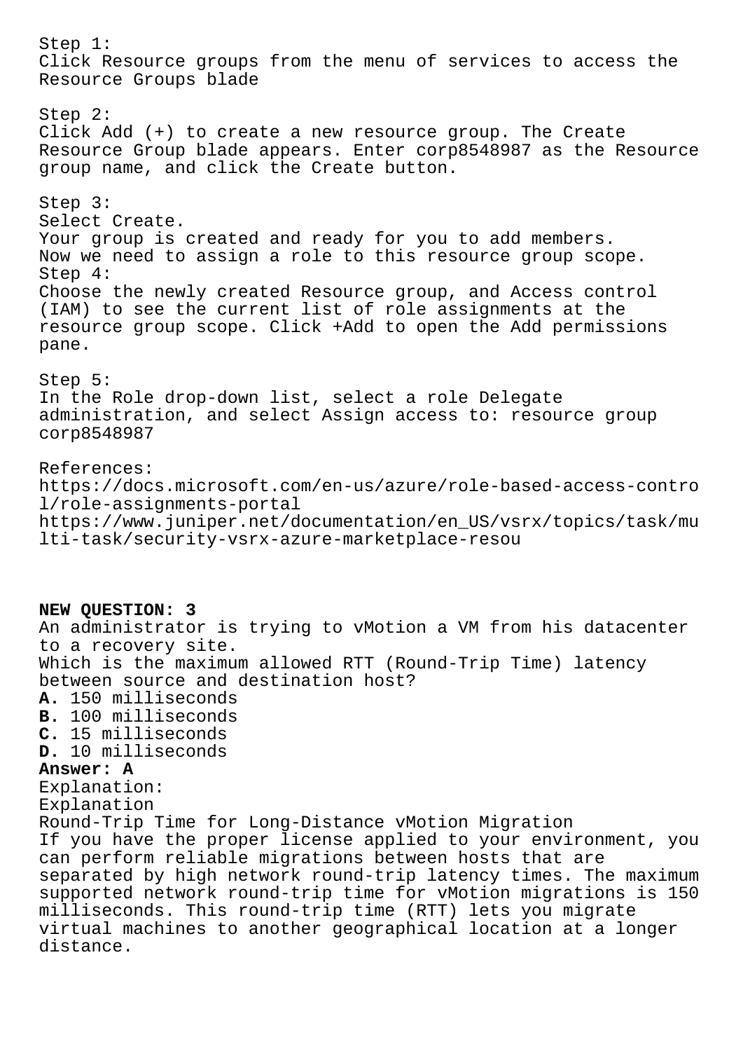Step 1:
Click Resource groups from the menu of services to access the Resource Groups blade

Step 2:
Click Add (+) to create a new resource group. The Create Resource Group blade appears. Enter corp8548987 as the Resource group name, and click the Create button.

Step 3:
Select Create.
Your group is created and ready for you to add members.
Now we need to assign a role to this resource group scope.
Step 4:
Choose the newly created Resource group, and Access control (IAM) to see the current list of role assignments at the resource group scope. Click +Add to open the Add permissions pane.

Step 5:
In the Role drop-down list, select a role Delegate administration, and select Assign access to: resource group corp8548987

References:
https://docs.microsoft.com/en-us/azure/role-based-access-control/role-assignments-portal
https://www.juniper.net/documentation/en_US/vsrx/topics/task/multi-task/security-vsrx-azure-marketplace-resou

**NEW QUESTION: 3**
An administrator is trying to vMotion a VM from his datacenter to a recovery site.
Which is the maximum allowed RTT (Round-Trip Time) latency between source and destination host?
**A.** 150 milliseconds
**B.** 100 milliseconds
**C.** 15 milliseconds
**D.** 10 milliseconds
**Answer: A**
Explanation:
Explanation
Round-Trip Time for Long-Distance vMotion Migration
If you have the proper license applied to your environment, you can perform reliable migrations between hosts that are separated by high network round-trip latency times. The maximum supported network round-trip time for vMotion migrations is 150 milliseconds. This round-trip time (RTT) lets you migrate virtual machines to another geographical location at a longer distance.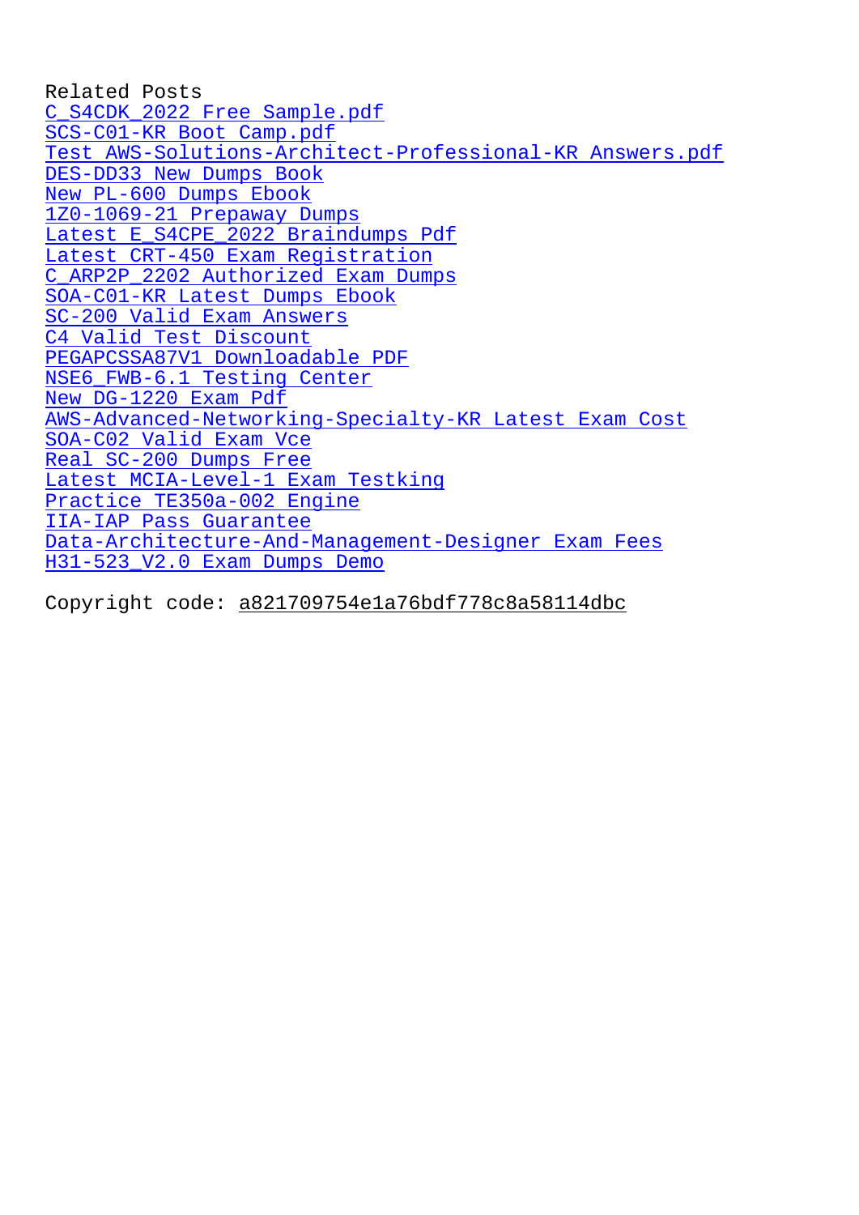Related Posts
C_S4CDK_2022 Free Sample.pdf
SCS-C01-KR Boot Camp.pdf
Test AWS-Solutions-Architect-Professional-KR Answers.pdf
DES-DD33 New Dumps Book
New PL-600 Dumps Ebook
1Z0-1069-21 Prepaway Dumps
Latest E_S4CPE_2022 Braindumps Pdf
Latest CRT-450 Exam Registration
C_ARP2P_2202 Authorized Exam Dumps
SOA-C01-KR Latest Dumps Ebook
SC-200 Valid Exam Answers
C4 Valid Test Discount
PEGAPCSSA87V1 Downloadable PDF
NSE6_FWB-6.1 Testing Center
New DG-1220 Exam Pdf
AWS-Advanced-Networking-Specialty-KR Latest Exam Cost
SOA-C02 Valid Exam Vce
Real SC-200 Dumps Free
Latest MCIA-Level-1 Exam Testking
Practice TE350a-002 Engine
IIA-IAP Pass Guarantee
Data-Architecture-And-Management-Designer Exam Fees
H31-523_V2.0 Exam Dumps Demo

Copyright code: a821709754e1a76bdf778c8a58114dbc